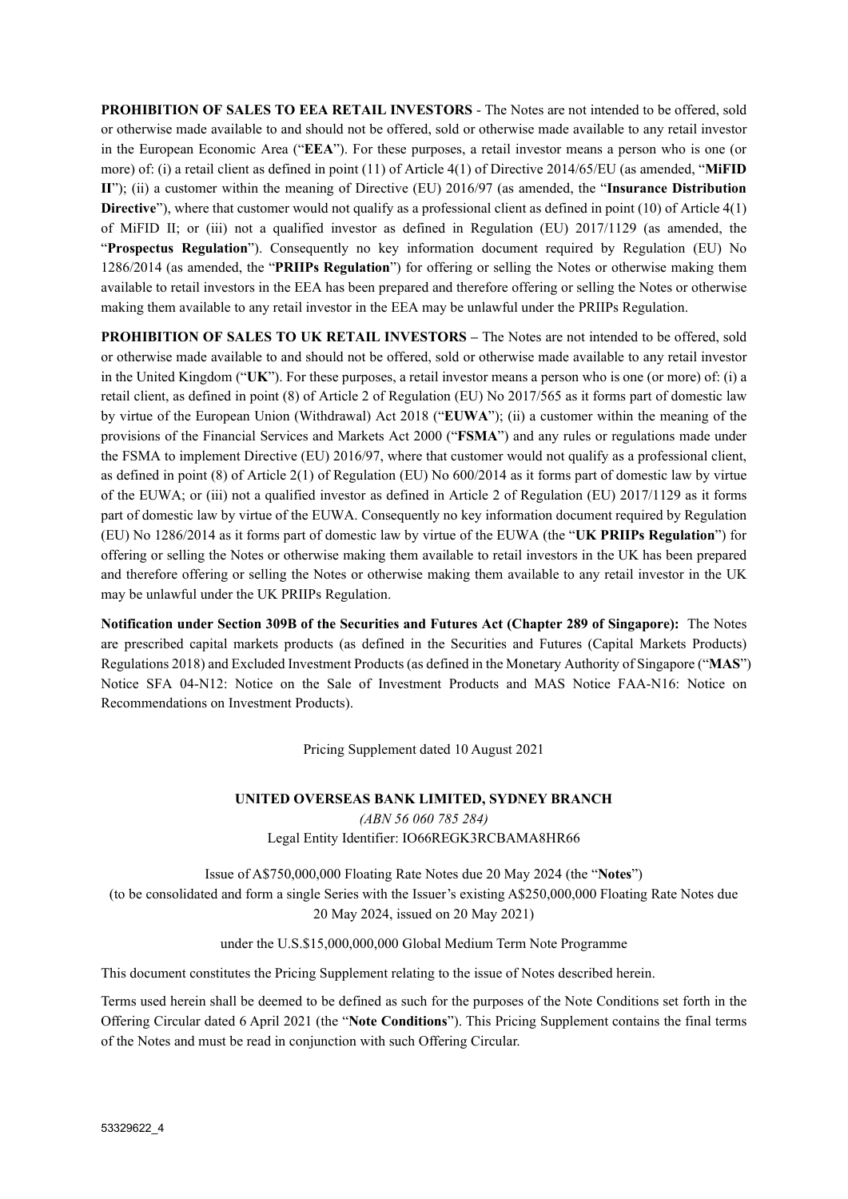**PROHIBITION OF SALES TO EEA RETAIL INVESTORS** - The Notes are not intended to be offered, sold or otherwise made available to and should not be offered, sold or otherwise made available to any retail investor in the European Economic Area ("**EEA**"). For these purposes, a retail investor means a person who is one (or more) of: (i) a retail client as defined in point (11) of Article 4(1) of Directive 2014/65/EU (as amended, "**MiFID II**"); (ii) a customer within the meaning of Directive (EU) 2016/97 (as amended, the "**Insurance Distribution Directive**"), where that customer would not qualify as a professional client as defined in point (10) of Article 4(1) of MiFID II; or (iii) not a qualified investor as defined in Regulation (EU) 2017/1129 (as amended, the "**Prospectus Regulation**"). Consequently no key information document required by Regulation (EU) No 1286/2014 (as amended, the "**PRIIPs Regulation**") for offering or selling the Notes or otherwise making them available to retail investors in the EEA has been prepared and therefore offering or selling the Notes or otherwise making them available to any retail investor in the EEA may be unlawful under the PRIIPs Regulation.

**PROHIBITION OF SALES TO UK RETAIL INVESTORS –** The Notes are not intended to be offered, sold or otherwise made available to and should not be offered, sold or otherwise made available to any retail investor in the United Kingdom ("**UK**"). For these purposes, a retail investor means a person who is one (or more) of: (i) a retail client, as defined in point (8) of Article 2 of Regulation (EU) No 2017/565 as it forms part of domestic law by virtue of the European Union (Withdrawal) Act 2018 ("**EUWA**"); (ii) a customer within the meaning of the provisions of the Financial Services and Markets Act 2000 ("**FSMA**") and any rules or regulations made under the FSMA to implement Directive (EU) 2016/97, where that customer would not qualify as a professional client, as defined in point (8) of Article 2(1) of Regulation (EU) No 600/2014 as it forms part of domestic law by virtue of the EUWA; or (iii) not a qualified investor as defined in Article 2 of Regulation (EU) 2017/1129 as it forms part of domestic law by virtue of the EUWA. Consequently no key information document required by Regulation (EU) No 1286/2014 as it forms part of domestic law by virtue of the EUWA (the "**UK PRIIPs Regulation**") for offering or selling the Notes or otherwise making them available to retail investors in the UK has been prepared and therefore offering or selling the Notes or otherwise making them available to any retail investor in the UK may be unlawful under the UK PRIIPs Regulation.

**Notification under Section 309B of the Securities and Futures Act (Chapter 289 of Singapore):** The Notes are prescribed capital markets products (as defined in the Securities and Futures (Capital Markets Products) Regulations 2018) and Excluded Investment Products (as defined in the Monetary Authority of Singapore ("**MAS**") Notice SFA 04-N12: Notice on the Sale of Investment Products and MAS Notice FAA-N16: Notice on Recommendations on Investment Products).

Pricing Supplement dated 10 August 2021

**UNITED OVERSEAS BANK LIMITED, SYDNEY BRANCH**

*(ABN 56 060 785 284)*

Legal Entity Identifier: IO66REGK3RCBAMA8HR66

Issue of A$750,000,000 Floating Rate Notes due 20 May 2024 (the "**Notes**")
(to be consolidated and form a single Series with the Issuer's existing A$250,000,000 Floating Rate Notes due 20 May 2024, issued on 20 May 2021)

under the U.S.$15,000,000,000 Global Medium Term Note Programme

This document constitutes the Pricing Supplement relating to the issue of Notes described herein.

Terms used herein shall be deemed to be defined as such for the purposes of the Note Conditions set forth in the Offering Circular dated 6 April 2021 (the "**Note Conditions**"). This Pricing Supplement contains the final terms of the Notes and must be read in conjunction with such Offering Circular.

53329622_4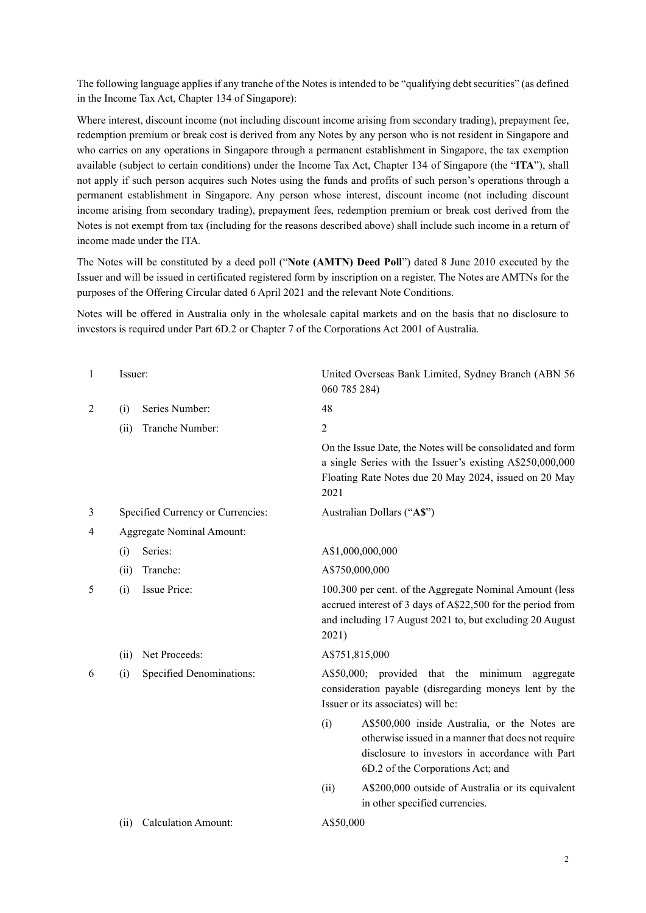The following language applies if any tranche of the Notes is intended to be "qualifying debt securities" (as defined in the Income Tax Act, Chapter 134 of Singapore):

Where interest, discount income (not including discount income arising from secondary trading), prepayment fee, redemption premium or break cost is derived from any Notes by any person who is not resident in Singapore and who carries on any operations in Singapore through a permanent establishment in Singapore, the tax exemption available (subject to certain conditions) under the Income Tax Act, Chapter 134 of Singapore (the "**ITA**"), shall not apply if such person acquires such Notes using the funds and profits of such person's operations through a permanent establishment in Singapore. Any person whose interest, discount income (not including discount income arising from secondary trading), prepayment fees, redemption premium or break cost derived from the Notes is not exempt from tax (including for the reasons described above) shall include such income in a return of income made under the ITA.

The Notes will be constituted by a deed poll ("**Note (AMTN) Deed Poll**") dated 8 June 2010 executed by the Issuer and will be issued in certificated registered form by inscription on a register. The Notes are AMTNs for the purposes of the Offering Circular dated 6 April 2021 and the relevant Note Conditions.

Notes will be offered in Australia only in the wholesale capital markets and on the basis that no disclosure to investors is required under Part 6D.2 or Chapter 7 of the Corporations Act 2001 of Australia.

| | | |
|---|---|---|
| 1 | Issuer: | United Overseas Bank Limited, Sydney Branch (ABN 56 060 785 284) |
| 2 | (i) Series Number: | 48 |
| | (ii) Tranche Number: | 2 |
| | | On the Issue Date, the Notes will be consolidated and form a single Series with the Issuer's existing A$250,000,000 Floating Rate Notes due 20 May 2024, issued on 20 May 2021 |
| 3 | Specified Currency or Currencies: | Australian Dollars ("**A$**") |
| 4 | Aggregate Nominal Amount: | |
| | (i) Series: | A$1,000,000,000 |
| | (ii) Tranche: | A$750,000,000 |
| 5 | (i) Issue Price: | 100.300 per cent. of the Aggregate Nominal Amount (less accrued interest of 3 days of A$22,500 for the period from and including 17 August 2021 to, but excluding 20 August 2021) |
| | (ii) Net Proceeds: | A$751,815,000 |
| 6 | (i) Specified Denominations: | A$50,000; provided that the minimum aggregate consideration payable (disregarding moneys lent by the Issuer or its associates) will be:<br>(i) A$500,000 inside Australia, or the Notes are otherwise issued in a manner that does not require disclosure to investors in accordance with Part 6D.2 of the Corporations Act; and<br>(ii) A$200,000 outside of Australia or its equivalent in other specified currencies. |
| | (ii) Calculation Amount: | A$50,000 |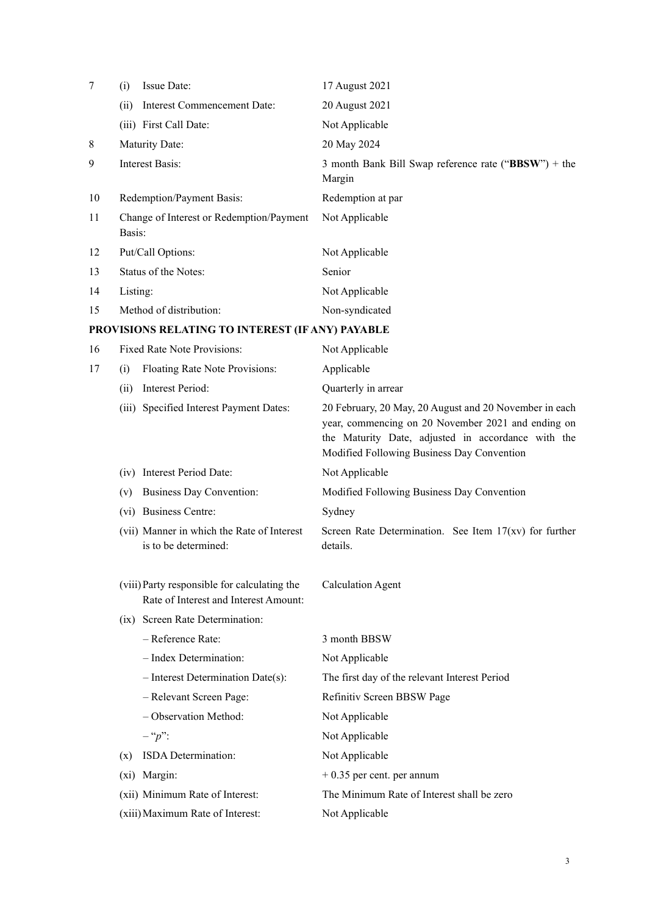| | | | |
|---|---|---|---|
| 7 | (i) | Issue Date: | 17 August 2021 |
| | (ii) | Interest Commencement Date: | 20 August 2021 |
| | (iii) | First Call Date: | Not Applicable |
| 8 | | Maturity Date: | 20 May 2024 |
| 9 | | Interest Basis: | 3 month Bank Bill Swap reference rate ("**BBSW**") + the Margin |
| 10 | | Redemption/Payment Basis: | Redemption at par |
| 11 | | Change of Interest or Redemption/Payment Basis: | Not Applicable |
| 12 | | Put/Call Options: | Not Applicable |
| 13 | | Status of the Notes: | Senior |
| 14 | | Listing: | Not Applicable |
| 15 | | Method of distribution: | Non-syndicated |

**PROVISIONS RELATING TO INTEREST (IF ANY) PAYABLE**

| | | | |
|---|---|---|---|
| 16 | | Fixed Rate Note Provisions: | Not Applicable |
| 17 | (i) | Floating Rate Note Provisions: | Applicable |
| | (ii) | Interest Period: | Quarterly in arrear |
| | (iii) | Specified Interest Payment Dates: | 20 February, 20 May, 20 August and 20 November in each year, commencing on 20 November 2021 and ending on the Maturity Date, adjusted in accordance with the Modified Following Business Day Convention |
| | (iv) | Interest Period Date: | Not Applicable |
| | (v) | Business Day Convention: | Modified Following Business Day Convention |
| | (vi) | Business Centre: | Sydney |
| | (vii) | Manner in which the Rate of Interest is to be determined: | Screen Rate Determination. See Item 17(xv) for further details. |
| | (viii) | Party responsible for calculating the Rate of Interest and Interest Amount: | Calculation Agent |
| | (ix) | Screen Rate Determination: | |
| | | – Reference Rate: | 3 month BBSW |
| | | – Index Determination: | Not Applicable |
| | | – Interest Determination Date(s): | The first day of the relevant Interest Period |
| | | – Relevant Screen Page: | Refinitiv Screen BBSW Page |
| | | – Observation Method: | Not Applicable |
| | | – "*p*": | Not Applicable |
| | (x) | ISDA Determination: | Not Applicable |
| | (xi) | Margin: | + 0.35 per cent. per annum |
| | (xii) | Minimum Rate of Interest: | The Minimum Rate of Interest shall be zero |
| | (xiii) | Maximum Rate of Interest: | Not Applicable |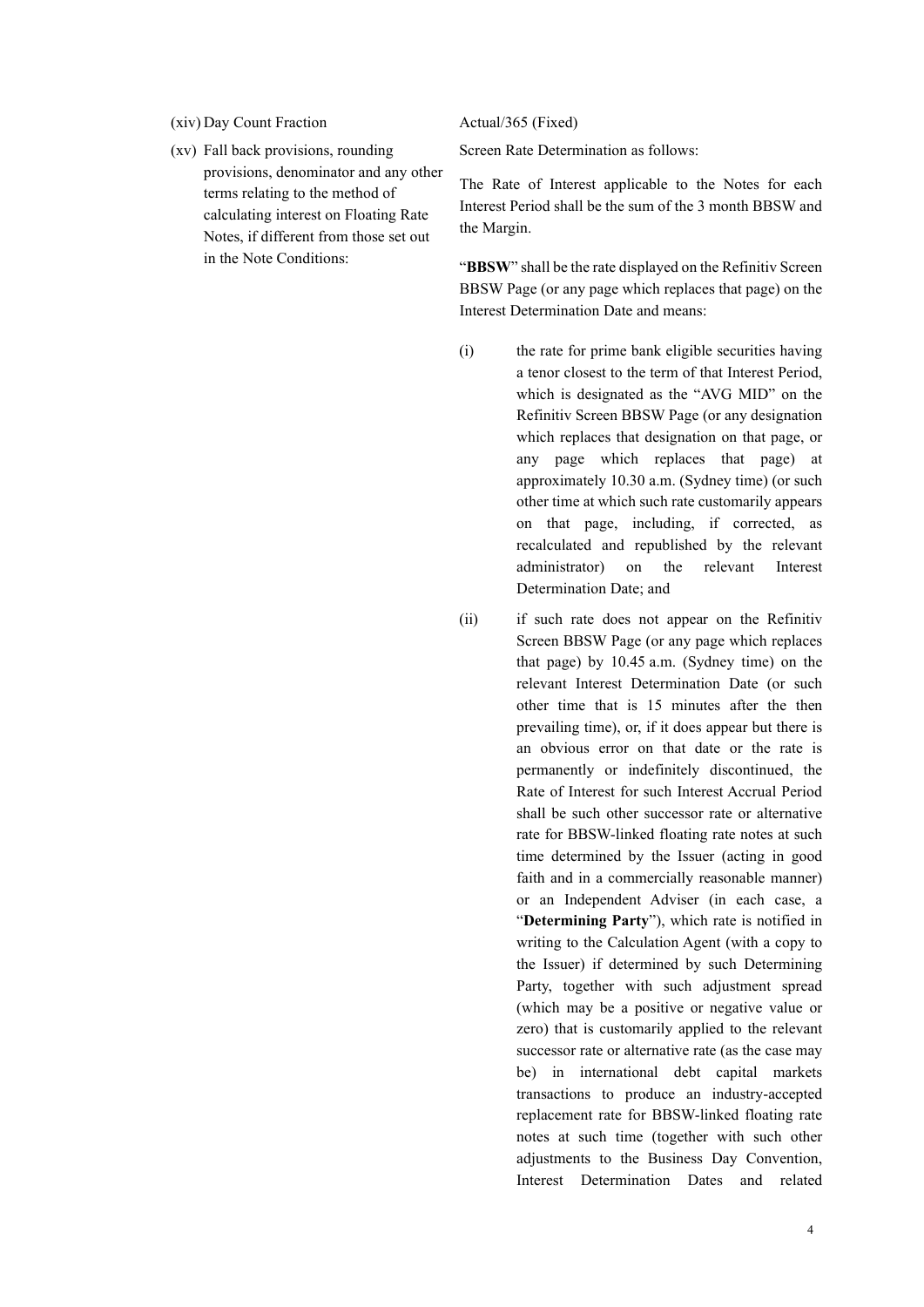| | |
|---|---|
| (xiv) Day Count Fraction | Actual/365 (Fixed) |
| (xv) Fall back provisions, rounding provisions, denominator and any other terms relating to the method of calculating interest on Floating Rate Notes, if different from those set out in the Note Conditions: | Screen Rate Determination as follows: |

The Rate of Interest applicable to the Notes for each Interest Period shall be the sum of the 3 month BBSW and the Margin.

"**BBSW**" shall be the rate displayed on the Refinitiv Screen BBSW Page (or any page which replaces that page) on the Interest Determination Date and means:

(i) the rate for prime bank eligible securities having a tenor closest to the term of that Interest Period, which is designated as the "AVG MID" on the Refinitiv Screen BBSW Page (or any designation which replaces that designation on that page, or any page which replaces that page) at approximately 10.30 a.m. (Sydney time) (or such other time at which such rate customarily appears on that page, including, if corrected, as recalculated and republished by the relevant administrator) on the relevant Interest Determination Date; and

(ii) if such rate does not appear on the Refinitiv Screen BBSW Page (or any page which replaces that page) by 10.45 a.m. (Sydney time) on the relevant Interest Determination Date (or such other time that is 15 minutes after the then prevailing time), or, if it does appear but there is an obvious error on that date or the rate is permanently or indefinitely discontinued, the Rate of Interest for such Interest Accrual Period shall be such other successor rate or alternative rate for BBSW-linked floating rate notes at such time determined by the Issuer (acting in good faith and in a commercially reasonable manner) or an Independent Adviser (in each case, a "**Determining Party**"), which rate is notified in writing to the Calculation Agent (with a copy to the Issuer) if determined by such Determining Party, together with such adjustment spread (which may be a positive or negative value or zero) that is customarily applied to the relevant successor rate or alternative rate (as the case may be) in international debt capital markets transactions to produce an industry-accepted replacement rate for BBSW-linked floating rate notes at such time (together with such other adjustments to the Business Day Convention, Interest Determination Dates and related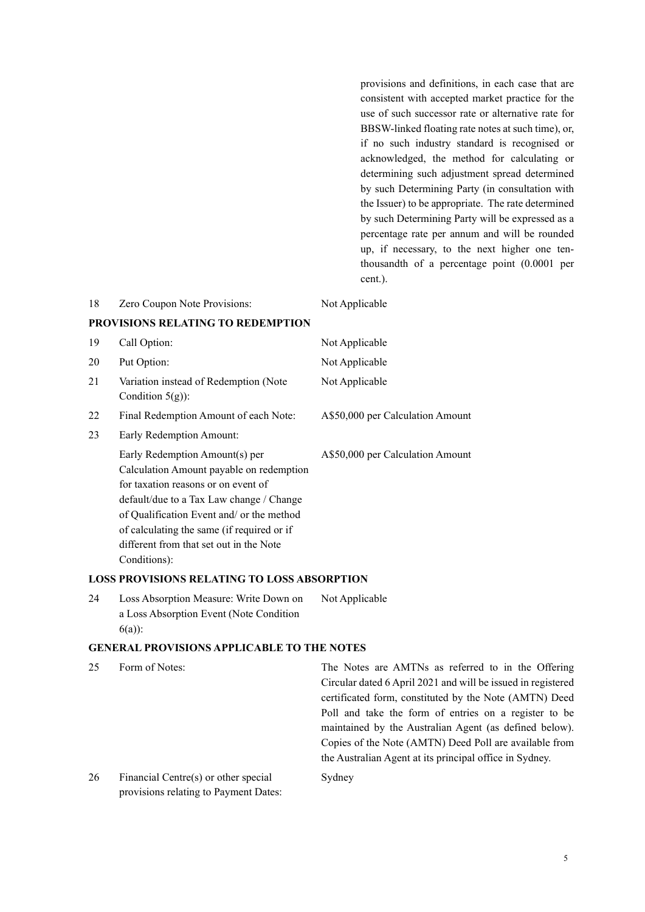|  |  | provisions and definitions, in each case that are consistent with accepted market practice for the use of such successor rate or alternative rate for BBSW-linked floating rate notes at such time), or, if no such industry standard is recognised or acknowledged, the method for calculating or determining such adjustment spread determined by such Determining Party (in consultation with the Issuer) to be appropriate. The rate determined by such Determining Party will be expressed as a percentage rate per annum and will be rounded up, if necessary, to the next higher one ten-thousandth of a percentage point (0.0001 per cent.). |
|---|---|---|
| 18 | Zero Coupon Note Provisions: | Not Applicable |

**PROVISIONS RELATING TO REDEMPTION**

| | | |
|---|---|---|
| 19 | Call Option: | Not Applicable |
| 20 | Put Option: | Not Applicable |
| 21 | Variation instead of Redemption (Note Condition 5(g)): | Not Applicable |
| 22 | Final Redemption Amount of each Note: | A$50,000 per Calculation Amount |
| 23 | Early Redemption Amount: | |
| | Early Redemption Amount(s) per Calculation Amount payable on redemption for taxation reasons or on event of default/due to a Tax Law change / Change of Qualification Event and/ or the method of calculating the same (if required or if different from that set out in the Note Conditions): | A$50,000 per Calculation Amount |

**LOSS PROVISIONS RELATING TO LOSS ABSORPTION**

| | | |
|---|---|---|
| 24 | Loss Absorption Measure: Write Down on a Loss Absorption Event (Note Condition 6(a)): | Not Applicable |

**GENERAL PROVISIONS APPLICABLE TO THE NOTES**

| | | |
|---|---|---|
| 25 | Form of Notes: | The Notes are AMTNs as referred to in the Offering Circular dated 6 April 2021 and will be issued in registered certificated form, constituted by the Note (AMTN) Deed Poll and take the form of entries on a register to be maintained by the Australian Agent (as defined below). Copies of the Note (AMTN) Deed Poll are available from the Australian Agent at its principal office in Sydney. |
| 26 | Financial Centre(s) or other special provisions relating to Payment Dates: | Sydney |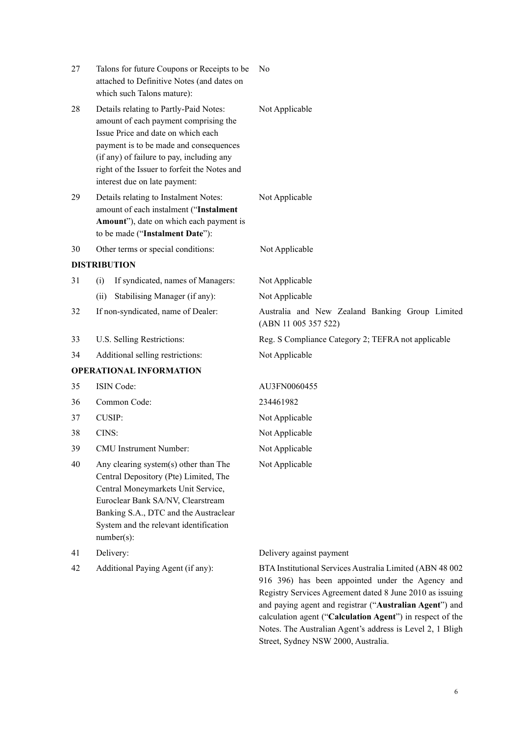| | | |
|---|---|---|
| 27 | Talons for future Coupons or Receipts to be attached to Definitive Notes (and dates on which such Talons mature): | No |
| 28 | Details relating to Partly-Paid Notes: amount of each payment comprising the Issue Price and date on which each payment is to be made and consequences (if any) of failure to pay, including any right of the Issuer to forfeit the Notes and interest due on late payment: | Not Applicable |
| 29 | Details relating to Instalment Notes: amount of each instalment ("**Instalment Amount**"), date on which each payment is to be made ("**Instalment Date**"): | Not Applicable |
| 30 | Other terms or special conditions: | Not Applicable |

**DISTRIBUTION**

| | | |
|---|---|---|
| 31 | (i) If syndicated, names of Managers: | Not Applicable |
| | (ii) Stabilising Manager (if any): | Not Applicable |
| 32 | If non-syndicated, name of Dealer: | Australia and New Zealand Banking Group Limited (ABN 11 005 357 522) |
| 33 | U.S. Selling Restrictions: | Reg. S Compliance Category 2; TEFRA not applicable |
| 34 | Additional selling restrictions: | Not Applicable |

**OPERATIONAL INFORMATION**

| | | |
|---|---|---|
| 35 | ISIN Code: | AU3FN0060455 |
| 36 | Common Code: | 234461982 |
| 37 | CUSIP: | Not Applicable |
| 38 | CINS: | Not Applicable |
| 39 | CMU Instrument Number: | Not Applicable |
| 40 | Any clearing system(s) other than The Central Depository (Pte) Limited, The Central Moneymarkets Unit Service, Euroclear Bank SA/NV, Clearstream Banking S.A., DTC and the Austraclear System and the relevant identification number(s): | Not Applicable |
| 41 | Delivery: | Delivery against payment |
| 42 | Additional Paying Agent (if any): | BTA Institutional Services Australia Limited (ABN 48 002 916 396) has been appointed under the Agency and Registry Services Agreement dated 8 June 2010 as issuing and paying agent and registrar ("**Australian Agent**") and calculation agent ("**Calculation Agent**") in respect of the Notes. The Australian Agent's address is Level 2, 1 Bligh Street, Sydney NSW 2000, Australia. |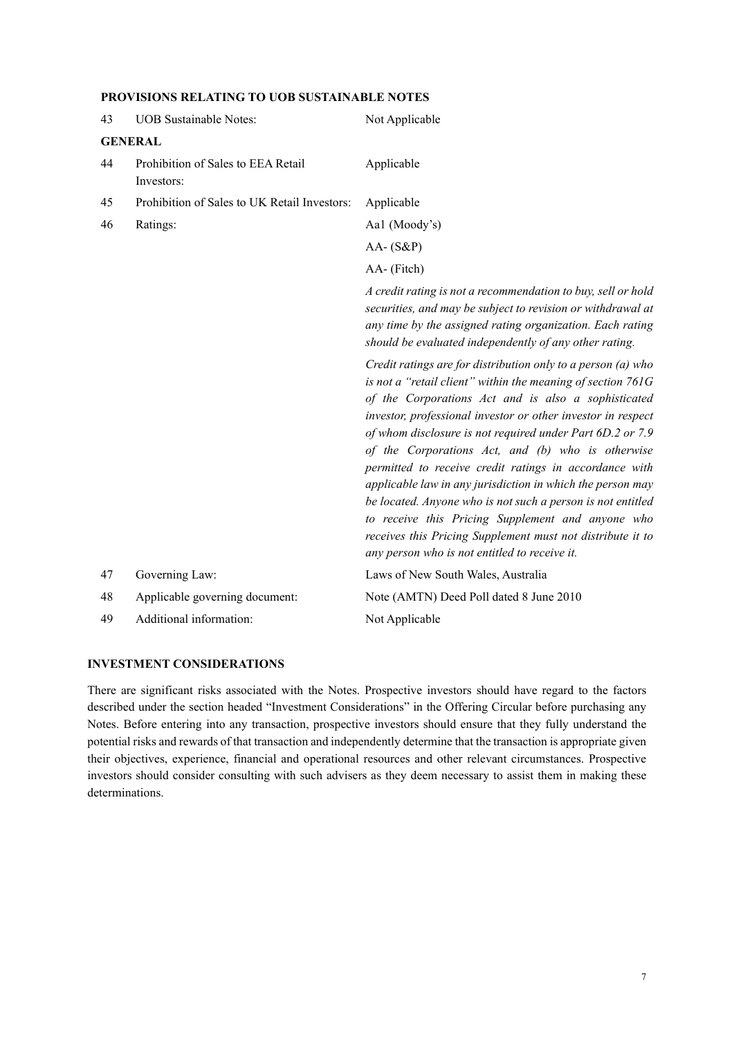**PROVISIONS RELATING TO UOB SUSTAINABLE NOTES**

| | | |
|---|---|---|
| 43 | UOB Sustainable Notes: | Not Applicable |
| | **GENERAL** | |
| 44 | Prohibition of Sales to EEA Retail Investors: | Applicable |
| 45 | Prohibition of Sales to UK Retail Investors: | Applicable |
| 46 | Ratings: | Aa1 (Moody's)<br>AA- (S&P)<br>AA- (Fitch)<br>*A credit rating is not a recommendation to buy, sell or hold securities, and may be subject to revision or withdrawal at any time by the assigned rating organization. Each rating should be evaluated independently of any other rating.*<br>*Credit ratings are for distribution only to a person (a) who is not a "retail client" within the meaning of section 761G of the Corporations Act and is also a sophisticated investor, professional investor or other investor in respect of whom disclosure is not required under Part 6D.2 or 7.9 of the Corporations Act, and (b) who is otherwise permitted to receive credit ratings in accordance with applicable law in any jurisdiction in which the person may be located. Anyone who is not such a person is not entitled to receive this Pricing Supplement and anyone who receives this Pricing Supplement must not distribute it to any person who is not entitled to receive it.* |
| 47 | Governing Law: | Laws of New South Wales, Australia |
| 48 | Applicable governing document: | Note (AMTN) Deed Poll dated 8 June 2010 |
| 49 | Additional information: | Not Applicable |

**INVESTMENT CONSIDERATIONS**

There are significant risks associated with the Notes. Prospective investors should have regard to the factors described under the section headed "Investment Considerations" in the Offering Circular before purchasing any Notes. Before entering into any transaction, prospective investors should ensure that they fully understand the potential risks and rewards of that transaction and independently determine that the transaction is appropriate given their objectives, experience, financial and operational resources and other relevant circumstances. Prospective investors should consider consulting with such advisers as they deem necessary to assist them in making these determinations.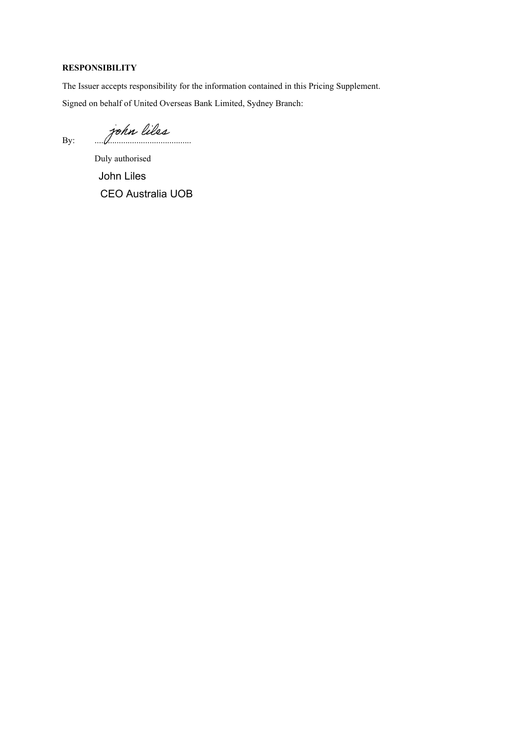**RESPONSIBILITY**

The Issuer accepts responsibility for the information contained in this Pricing Supplement.

Signed on behalf of United Overseas Bank Limited, Sydney Branch:

By: ..........................................

Duly authorised

John Liles

CEO Australia UOB